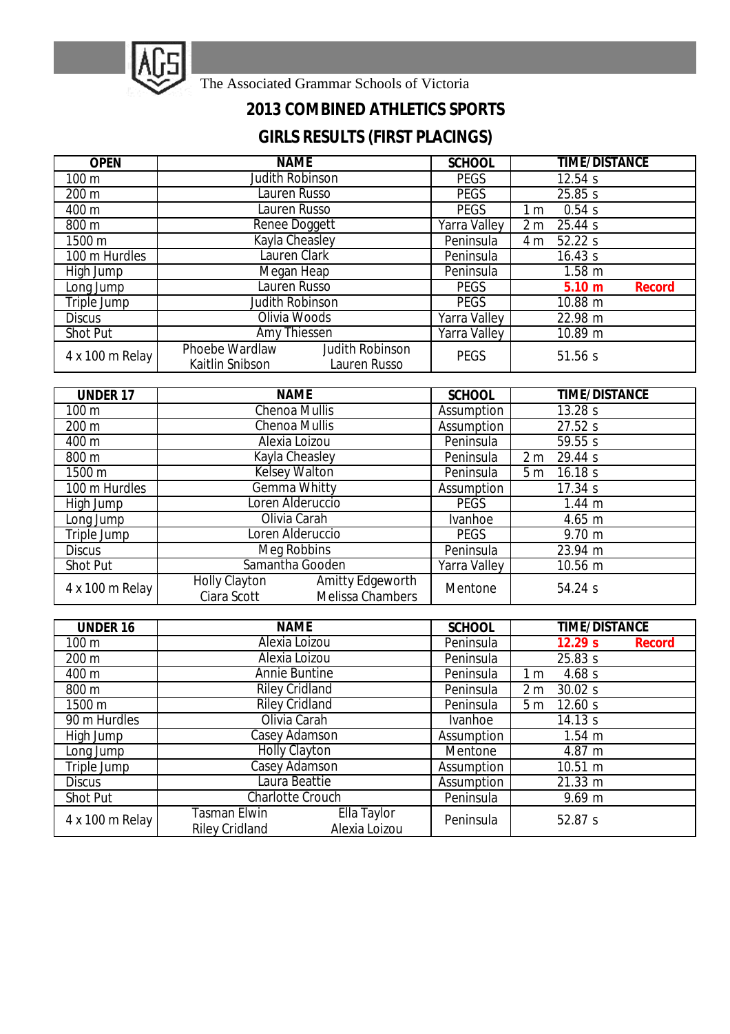The Associated Grammar Schools of Victoria

# 2013 COMBINED ATHLETICS SPORTS

## GIRLS RESULTS (FIRST PLACINGS)

| OPEN | NAME | SCHOOL | TIME/DISTANCE |
|---|---|---|---|
| 100 m | Judith Robinson | PEGS | 12.54 s |
| 200 m | Lauren Russo | PEGS | 25.85 s |
| 400 m | Lauren Russo | PEGS | 1 m 0.54 s |
| 800 m | Renee Doggett | Yarra Valley | 2 m 25.44 s |
| 1500 m | Kayla Cheasley | Peninsula | 4 m 52.22 s |
| 100 m Hurdles | Lauren Clark | Peninsula | 16.43 s |
| High Jump | Megan Heap | Peninsula | 1.58 m |
| Long Jump | Lauren Russo | PEGS | **5.10 m Record** |
| Triple Jump | Judith Robinson | PEGS | 10.88 m |
| Discus | Olivia Woods | Yarra Valley | 22.98 m |
| Shot Put | Amy Thiessen | Yarra Valley | 10.89 m |
| 4 x 100 m Relay | Phoebe Wardlaw, Judith Robinson, Kaitlin Snibson, Lauren Russo | PEGS | 51.56 s |

| UNDER 17 | NAME | SCHOOL | TIME/DISTANCE |
|---|---|---|---|
| 100 m | Chenoa Mullis | Assumption | 13.28 s |
| 200 m | Chenoa Mullis | Assumption | 27.52 s |
| 400 m | Alexia Loizou | Peninsula | 59.55 s |
| 800 m | Kayla Cheasley | Peninsula | 2 m 29.44 s |
| 1500 m | Kelsey Walton | Peninsula | 5 m 16.18 s |
| 100 m Hurdles | Gemma Whitty | Assumption | 17.34 s |
| High Jump | Loren Alderuccio | PEGS | 1.44 m |
| Long Jump | Olivia Carah | Ivanhoe | 4.65 m |
| Triple Jump | Loren Alderuccio | PEGS | 9.70 m |
| Discus | Meg Robbins | Peninsula | 23.94 m |
| Shot Put | Samantha Gooden | Yarra Valley | 10.56 m |
| 4 x 100 m Relay | Holly Clayton, Amitty Edgeworth, Ciara Scott, Melissa Chambers | Mentone | 54.24 s |

| UNDER 16 | NAME | SCHOOL | TIME/DISTANCE |
|---|---|---|---|
| 100 m | Alexia Loizou | Peninsula | **12.29 s Record** |
| 200 m | Alexia Loizou | Peninsula | 25.83 s |
| 400 m | Annie Buntine | Peninsula | 1 m 4.68 s |
| 800 m | Riley Cridland | Peninsula | 2 m 30.02 s |
| 1500 m | Riley Cridland | Peninsula | 5 m 12.60 s |
| 90 m Hurdles | Olivia Carah | Ivanhoe | 14.13 s |
| High Jump | Casey Adamson | Assumption | 1.54 m |
| Long Jump | Holly Clayton | Mentone | 4.87 m |
| Triple Jump | Casey Adamson | Assumption | 10.51 m |
| Discus | Laura Beattie | Assumption | 21.33 m |
| Shot Put | Charlotte Crouch | Peninsula | 9.69 m |
| 4 x 100 m Relay | Tasman Elwin, Ella Taylor, Riley Cridland, Alexia Loizou | Peninsula | 52.87 s |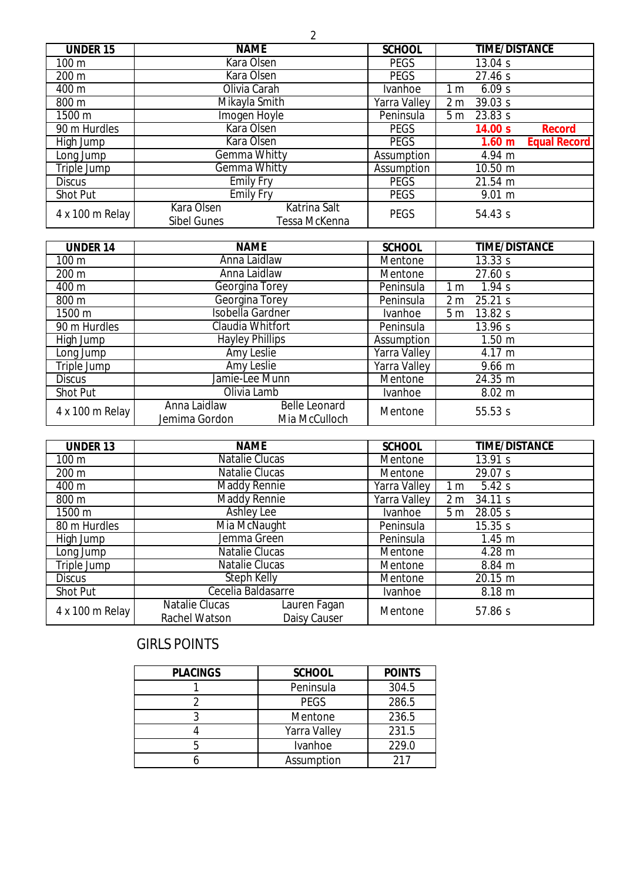| UNDER 15 | NAME | SCHOOL | TIME/DISTANCE |
|---|---|---|---|
| 100 m | Kara Olsen | PEGS | 13.04 s |
| 200 m | Kara Olsen | PEGS | 27.46 s |
| 400 m | Olivia Carah | Ivanhoe | 1 m 6.09 s |
| 800 m | Mikayla Smith | Yarra Valley | 2 m 39.03 s |
| 1500 m | Imogen Hoyle | Peninsula | 5 m 23.83 s |
| 90 m Hurdles | Kara Olsen | PEGS | **14.00 s Record** |
| High Jump | Kara Olsen | PEGS | **1.60 m Equal Record** |
| Long Jump | Gemma Whitty | Assumption | 4.94 m |
| Triple Jump | Gemma Whitty | Assumption | 10.50 m |
| Discus | Emily Fry | PEGS | 21.54 m |
| Shot Put | Emily Fry | PEGS | 9.01 m |
| 4 x 100 m Relay | Kara Olsen, Katrina Salt, Sibel Gunes, Tessa McKenna | PEGS | 54.43 s |

| UNDER 14 | NAME | SCHOOL | TIME/DISTANCE |
|---|---|---|---|
| 100 m | Anna Laidlaw | Mentone | 13.33 s |
| 200 m | Anna Laidlaw | Mentone | 27.60 s |
| 400 m | Georgina Torey | Peninsula | 1 m 1.94 s |
| 800 m | Georgina Torey | Peninsula | 2 m 25.21 s |
| 1500 m | Isobella Gardner | Ivanhoe | 5 m 13.82 s |
| 90 m Hurdles | Claudia Whitfort | Peninsula | 13.96 s |
| High Jump | Hayley Phillips | Assumption | 1.50 m |
| Long Jump | Amy Leslie | Yarra Valley | 4.17 m |
| Triple Jump | Amy Leslie | Yarra Valley | 9.66 m |
| Discus | Jamie-Lee Munn | Mentone | 24.35 m |
| Shot Put | Olivia Lamb | Ivanhoe | 8.02 m |
| 4 x 100 m Relay | Anna Laidlaw, Belle Leonard, Jemima Gordon, Mia McCulloch | Mentone | 55.53 s |

| UNDER 13 | NAME | SCHOOL | TIME/DISTANCE |
|---|---|---|---|
| 100 m | Natalie Clucas | Mentone | 13.91 s |
| 200 m | Natalie Clucas | Mentone | 29.07 s |
| 400 m | Maddy Rennie | Yarra Valley | 1 m 5.42 s |
| 800 m | Maddy Rennie | Yarra Valley | 2 m 34.11 s |
| 1500 m | Ashley Lee | Ivanhoe | 5 m 28.05 s |
| 80 m Hurdles | Mia McNaught | Peninsula | 15.35 s |
| High Jump | Jemma Green | Peninsula | 1.45 m |
| Long Jump | Natalie Clucas | Mentone | 4.28 m |
| Triple Jump | Natalie Clucas | Mentone | 8.84 m |
| Discus | Steph Kelly | Mentone | 20.15 m |
| Shot Put | Cecelia Baldasarre | Ivanhoe | 8.18 m |
| 4 x 100 m Relay | Natalie Clucas, Lauren Fagan, Rachel Watson, Daisy Causer | Mentone | 57.86 s |

## GIRLS POINTS

| PLACINGS | SCHOOL | POINTS |
|---|---|---|
| 1 | Peninsula | 304.5 |
| 2 | PEGS | 286.5 |
| 3 | Mentone | 236.5 |
| 4 | Yarra Valley | 231.5 |
| 5 | Ivanhoe | 229.0 |
| 6 | Assumption | 217 |